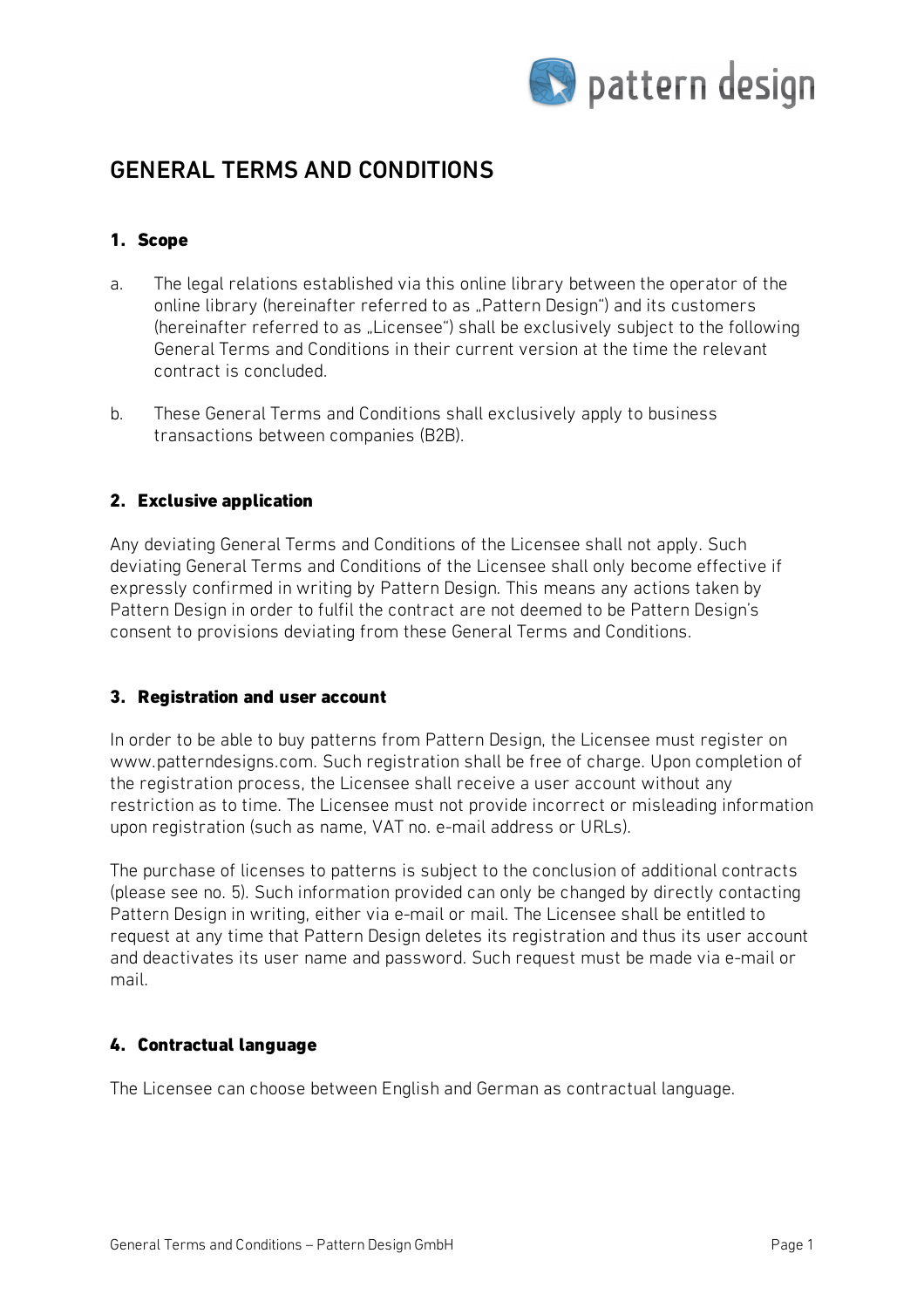# GENERAL TERMS AND CONDITIONS

## 1. Scope

a. The legal relations established via this online library between the operator of the online library (hereinafter referred to as „Pattern Design") and its customers (hereinafter referred to as „Licensee") shall be exclusively subject to the following General Terms and Conditions in their current version at the time the relevant contract is concluded.

b. These General Terms and Conditions shall exclusively apply to business transactions between companies (B2B).

## 2. Exclusive application

Any deviating General Terms and Conditions of the Licensee shall not apply. Such deviating General Terms and Conditions of the Licensee shall only become effective if expressly confirmed in writing by Pattern Design. This means any actions taken by Pattern Design in order to fulfil the contract are not deemed to be Pattern Design's consent to provisions deviating from these General Terms and Conditions.

## 3. Registration and user account

In order to be able to buy patterns from Pattern Design, the Licensee must register on www.patterndesigns.com. Such registration shall be free of charge. Upon completion of the registration process, the Licensee shall receive a user account without any restriction as to time. The Licensee must not provide incorrect or misleading information upon registration (such as name, VAT no. e-mail address or URLs).

The purchase of licenses to patterns is subject to the conclusion of additional contracts (please see no. 5). Such information provided can only be changed by directly contacting Pattern Design in writing, either via e-mail or mail. The Licensee shall be entitled to request at any time that Pattern Design deletes its registration and thus its user account and deactivates its user name and password. Such request must be made via e-mail or mail.

## 4. Contractual language

The Licensee can choose between English and German as contractual language.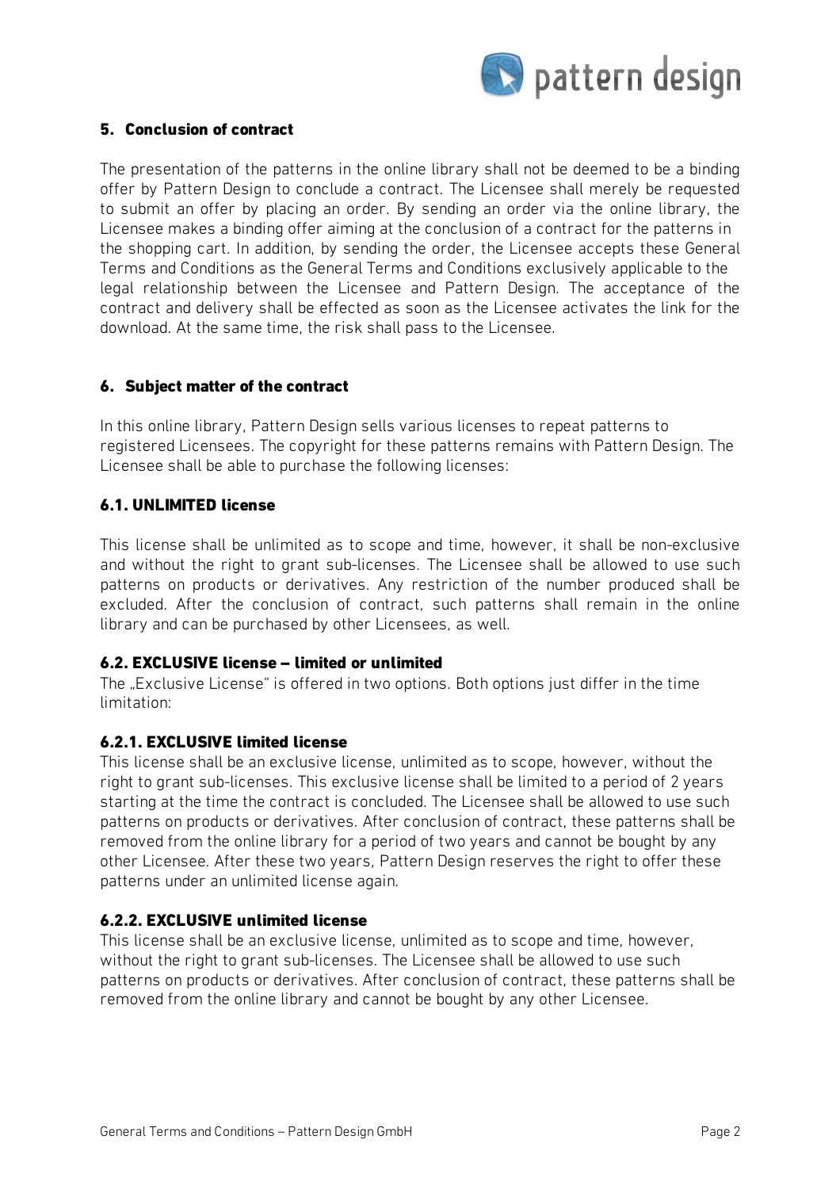## 5. Conclusion of contract

The presentation of the patterns in the online library shall not be deemed to be a binding offer by Pattern Design to conclude a contract. The Licensee shall merely be requested to submit an offer by placing an order. By sending an order via the online library, the Licensee makes a binding offer aiming at the conclusion of a contract for the patterns in the shopping cart. In addition, by sending the order, the Licensee accepts these General Terms and Conditions as the General Terms and Conditions exclusively applicable to the legal relationship between the Licensee and Pattern Design. The acceptance of the contract and delivery shall be effected as soon as the Licensee activates the link for the download. At the same time, the risk shall pass to the Licensee.

## 6. Subject matter of the contract

In this online library, Pattern Design sells various licenses to repeat patterns to registered Licensees. The copyright for these patterns remains with Pattern Design. The Licensee shall be able to purchase the following licenses:

### 6.1. UNLIMITED license

This license shall be unlimited as to scope and time, however, it shall be non-exclusive and without the right to grant sub-licenses. The Licensee shall be allowed to use such patterns on products or derivatives. Any restriction of the number produced shall be excluded. After the conclusion of contract, such patterns shall remain in the online library and can be purchased by other Licensees, as well.

### 6.2. EXCLUSIVE license – limited or unlimited

The „Exclusive License" is offered in two options. Both options just differ in the time limitation:

#### 6.2.1. EXCLUSIVE limited license

This license shall be an exclusive license, unlimited as to scope, however, without the right to grant sub-licenses. This exclusive license shall be limited to a period of 2 years starting at the time the contract is concluded. The Licensee shall be allowed to use such patterns on products or derivatives. After conclusion of contract, these patterns shall be removed from the online library for a period of two years and cannot be bought by any other Licensee. After these two years, Pattern Design reserves the right to offer these patterns under an unlimited license again.

#### 6.2.2. EXCLUSIVE unlimited license

This license shall be an exclusive license, unlimited as to scope and time, however, without the right to grant sub-licenses. The Licensee shall be allowed to use such patterns on products or derivatives. After conclusion of contract, these patterns shall be removed from the online library and cannot be bought by any other Licensee.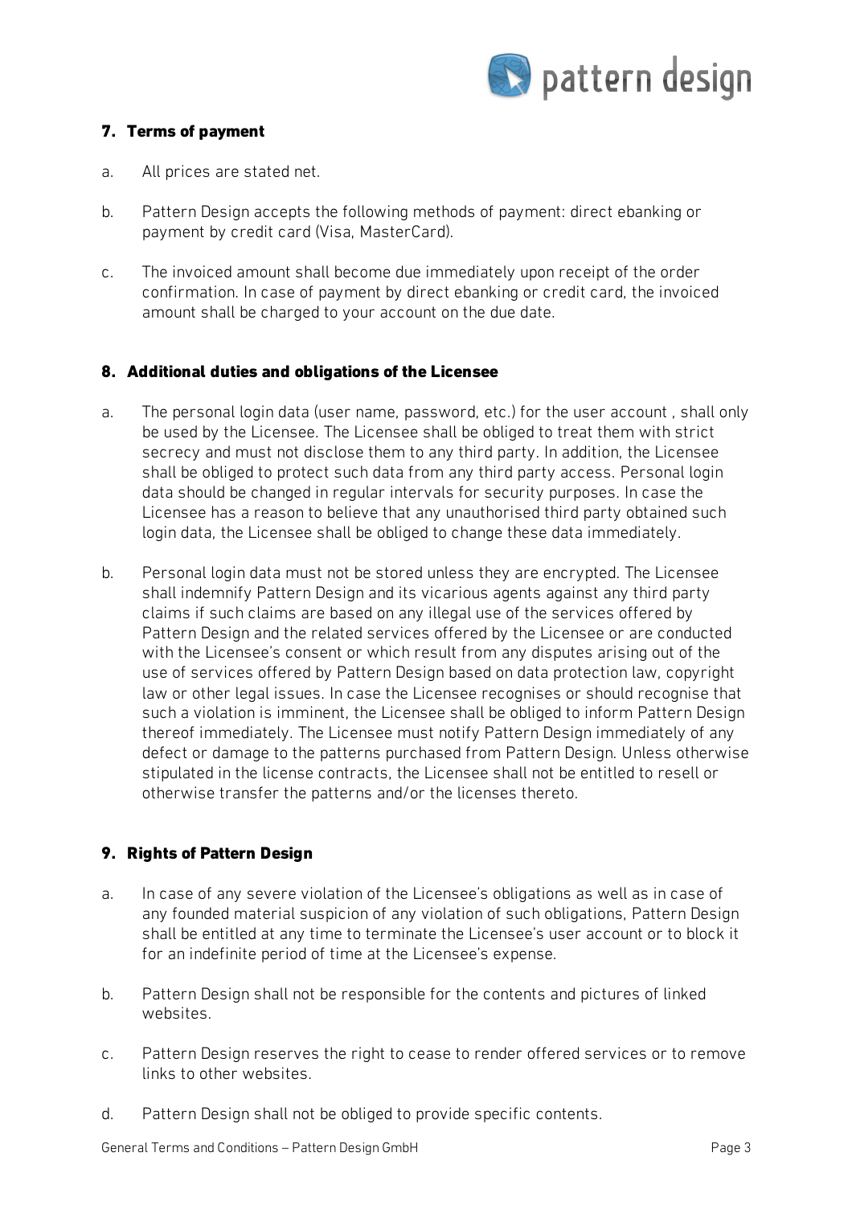## 7. Terms of payment

a. All prices are stated net.

b. Pattern Design accepts the following methods of payment: direct ebanking or payment by credit card (Visa, MasterCard).

c. The invoiced amount shall become due immediately upon receipt of the order confirmation. In case of payment by direct ebanking or credit card, the invoiced amount shall be charged to your account on the due date.

## 8. Additional duties and obligations of the Licensee

a. The personal login data (user name, password, etc.) for the user account , shall only be used by the Licensee. The Licensee shall be obliged to treat them with strict secrecy and must not disclose them to any third party. In addition, the Licensee shall be obliged to protect such data from any third party access. Personal login data should be changed in regular intervals for security purposes. In case the Licensee has a reason to believe that any unauthorised third party obtained such login data, the Licensee shall be obliged to change these data immediately.

b. Personal login data must not be stored unless they are encrypted. The Licensee shall indemnify Pattern Design and its vicarious agents against any third party claims if such claims are based on any illegal use of the services offered by Pattern Design and the related services offered by the Licensee or are conducted with the Licensee's consent or which result from any disputes arising out of the use of services offered by Pattern Design based on data protection law, copyright law or other legal issues. In case the Licensee recognises or should recognise that such a violation is imminent, the Licensee shall be obliged to inform Pattern Design thereof immediately. The Licensee must notify Pattern Design immediately of any defect or damage to the patterns purchased from Pattern Design. Unless otherwise stipulated in the license contracts, the Licensee shall not be entitled to resell or otherwise transfer the patterns and/or the licenses thereto.

## 9. Rights of Pattern Design

a. In case of any severe violation of the Licensee's obligations as well as in case of any founded material suspicion of any violation of such obligations, Pattern Design shall be entitled at any time to terminate the Licensee's user account or to block it for an indefinite period of time at the Licensee's expense.

b. Pattern Design shall not be responsible for the contents and pictures of linked websites.

c. Pattern Design reserves the right to cease to render offered services or to remove links to other websites.

d. Pattern Design shall not be obliged to provide specific contents.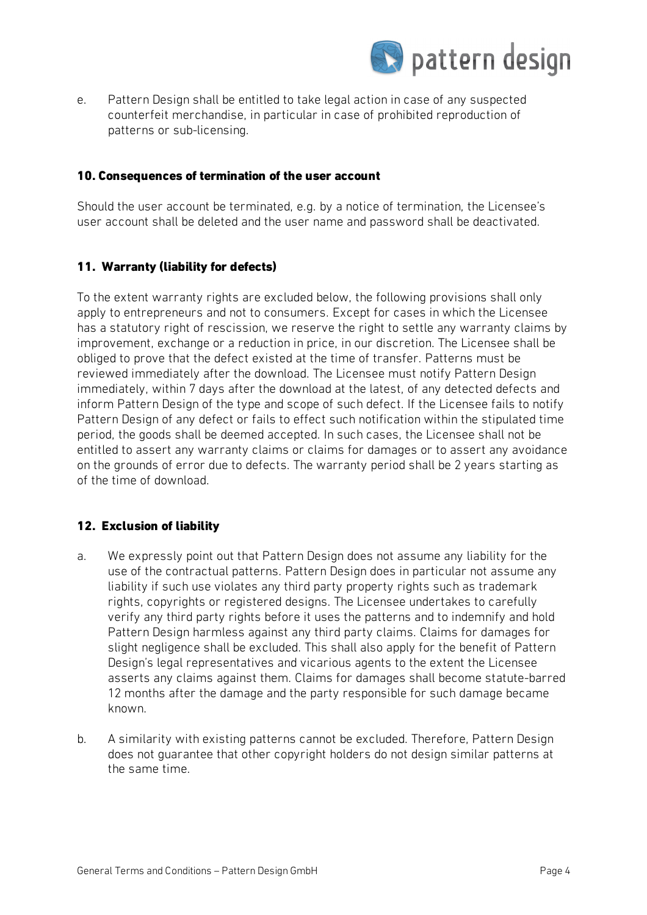e. Pattern Design shall be entitled to take legal action in case of any suspected counterfeit merchandise, in particular in case of prohibited reproduction of patterns or sub-licensing.

## 10. Consequences of termination of the user account

Should the user account be terminated, e.g. by a notice of termination, the Licensee's user account shall be deleted and the user name and password shall be deactivated.

## 11. Warranty (liability for defects)

To the extent warranty rights are excluded below, the following provisions shall only apply to entrepreneurs and not to consumers. Except for cases in which the Licensee has a statutory right of rescission, we reserve the right to settle any warranty claims by improvement, exchange or a reduction in price, in our discretion. The Licensee shall be obliged to prove that the defect existed at the time of transfer. Patterns must be reviewed immediately after the download. The Licensee must notify Pattern Design immediately, within 7 days after the download at the latest, of any detected defects and inform Pattern Design of the type and scope of such defect. If the Licensee fails to notify Pattern Design of any defect or fails to effect such notification within the stipulated time period, the goods shall be deemed accepted. In such cases, the Licensee shall not be entitled to assert any warranty claims or claims for damages or to assert any avoidance on the grounds of error due to defects. The warranty period shall be 2 years starting as of the time of download.

## 12. Exclusion of liability

a. We expressly point out that Pattern Design does not assume any liability for the use of the contractual patterns. Pattern Design does in particular not assume any liability if such use violates any third party property rights such as trademark rights, copyrights or registered designs. The Licensee undertakes to carefully verify any third party rights before it uses the patterns and to indemnify and hold Pattern Design harmless against any third party claims. Claims for damages for slight negligence shall be excluded. This shall also apply for the benefit of Pattern Design's legal representatives and vicarious agents to the extent the Licensee asserts any claims against them. Claims for damages shall become statute-barred 12 months after the damage and the party responsible for such damage became known.

b. A similarity with existing patterns cannot be excluded. Therefore, Pattern Design does not guarantee that other copyright holders do not design similar patterns at the same time.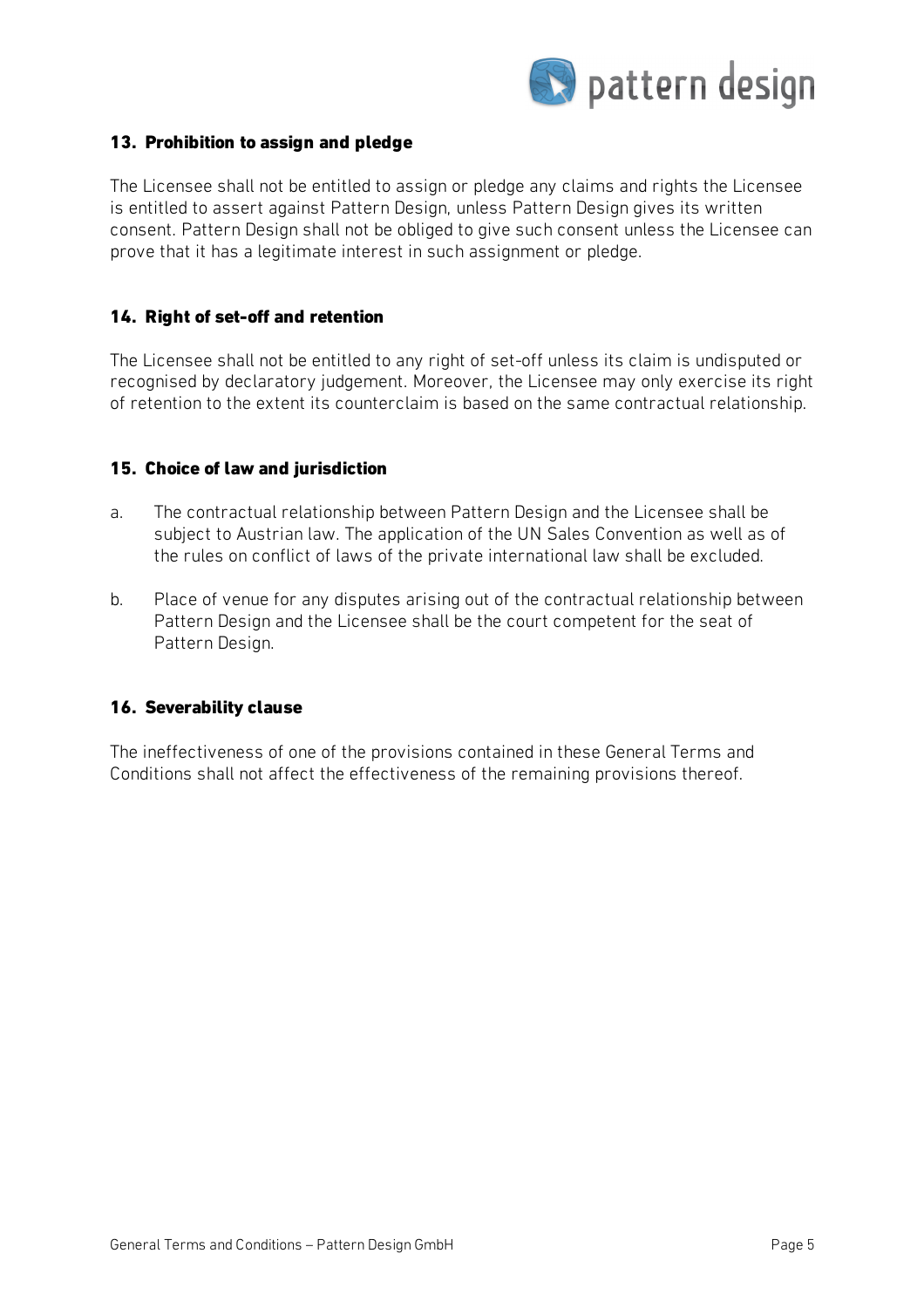## 13. Prohibition to assign and pledge

The Licensee shall not be entitled to assign or pledge any claims and rights the Licensee is entitled to assert against Pattern Design, unless Pattern Design gives its written consent. Pattern Design shall not be obliged to give such consent unless the Licensee can prove that it has a legitimate interest in such assignment or pledge.

## 14. Right of set-off and retention

The Licensee shall not be entitled to any right of set-off unless its claim is undisputed or recognised by declaratory judgement. Moreover, the Licensee may only exercise its right of retention to the extent its counterclaim is based on the same contractual relationship.

## 15. Choice of law and jurisdiction

a. The contractual relationship between Pattern Design and the Licensee shall be subject to Austrian law. The application of the UN Sales Convention as well as of the rules on conflict of laws of the private international law shall be excluded.

b. Place of venue for any disputes arising out of the contractual relationship between Pattern Design and the Licensee shall be the court competent for the seat of Pattern Design.

## 16. Severability clause

The ineffectiveness of one of the provisions contained in these General Terms and Conditions shall not affect the effectiveness of the remaining provisions thereof.